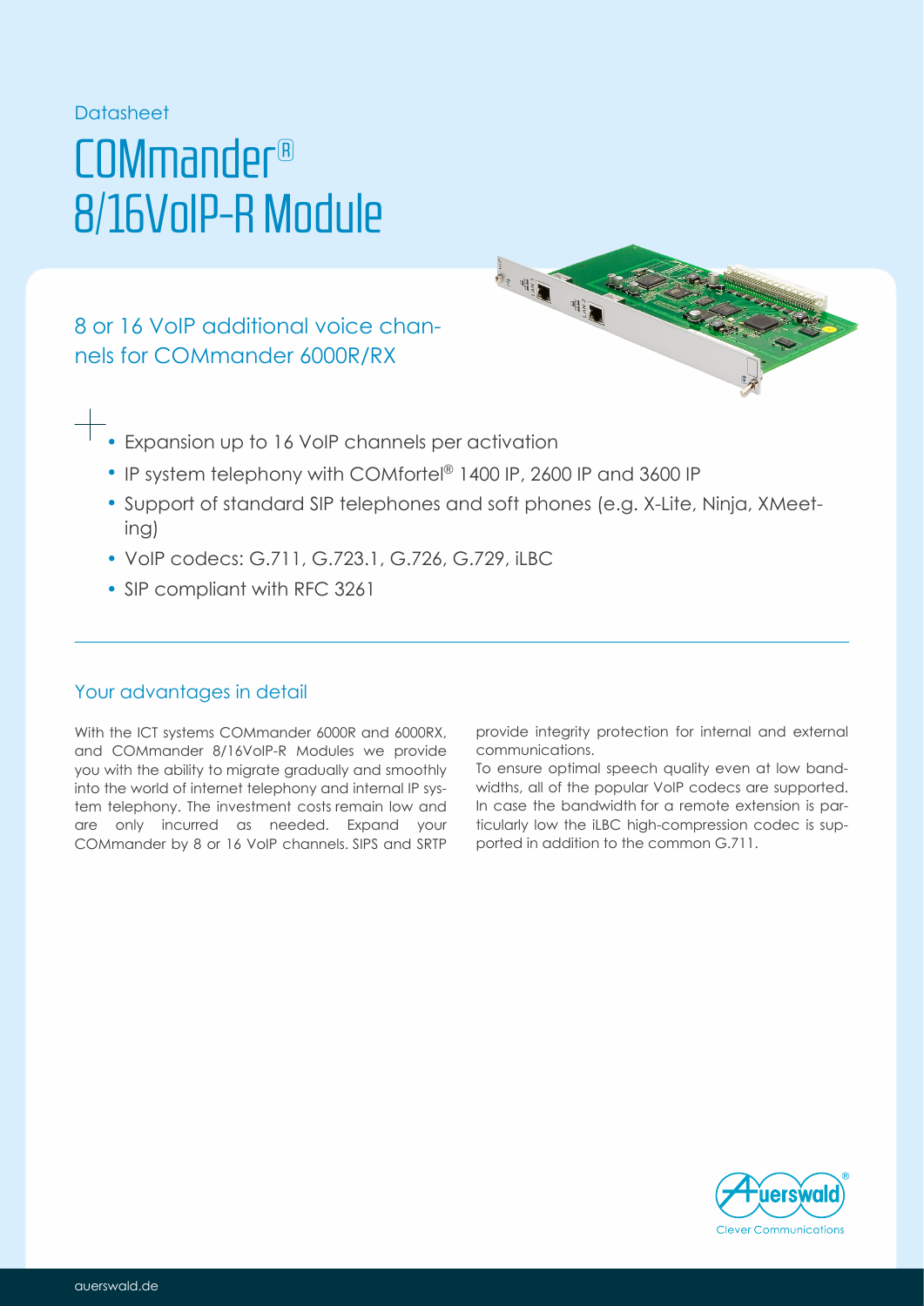Datasheet

# COMmander® 8/16VoIP-R Module

## 8 or 16 VoIP additional voice channels for COMmander 6000R/RX

- Expansion up to 16 VoIP channels per activation
- IP system telephony with COMfortel® 1400 IP, 2600 IP and 3600 IP
- Support of standard SIP telephones and soft phones (e.g. X-Lite, Ninja, XMeeting)
- VoIP codecs: G.711, G.723.1, G.726, G.729, iLBC
- SIP compliant with RFC 3261

---

### Your advantages in detail

With the ICT systems COMmander 6000R and 6000RX, and COMmander 8/16VoIP-R Modules we provide you with the ability to migrate gradually and smoothly into the world of internet telephony and internal IP system telephony. The investment costs remain low and are only incurred as needed. Expand your COMmander by 8 or 16 VoIP channels. SIPS and SRTP provide integrity protection for internal and external communications.

To ensure optimal speech quality even at low bandwidths, all of the popular VoIP codecs are supported. In case the bandwidth for a remote extension is particularly low the iLBC high-compression codec is supported in addition to the common G.711.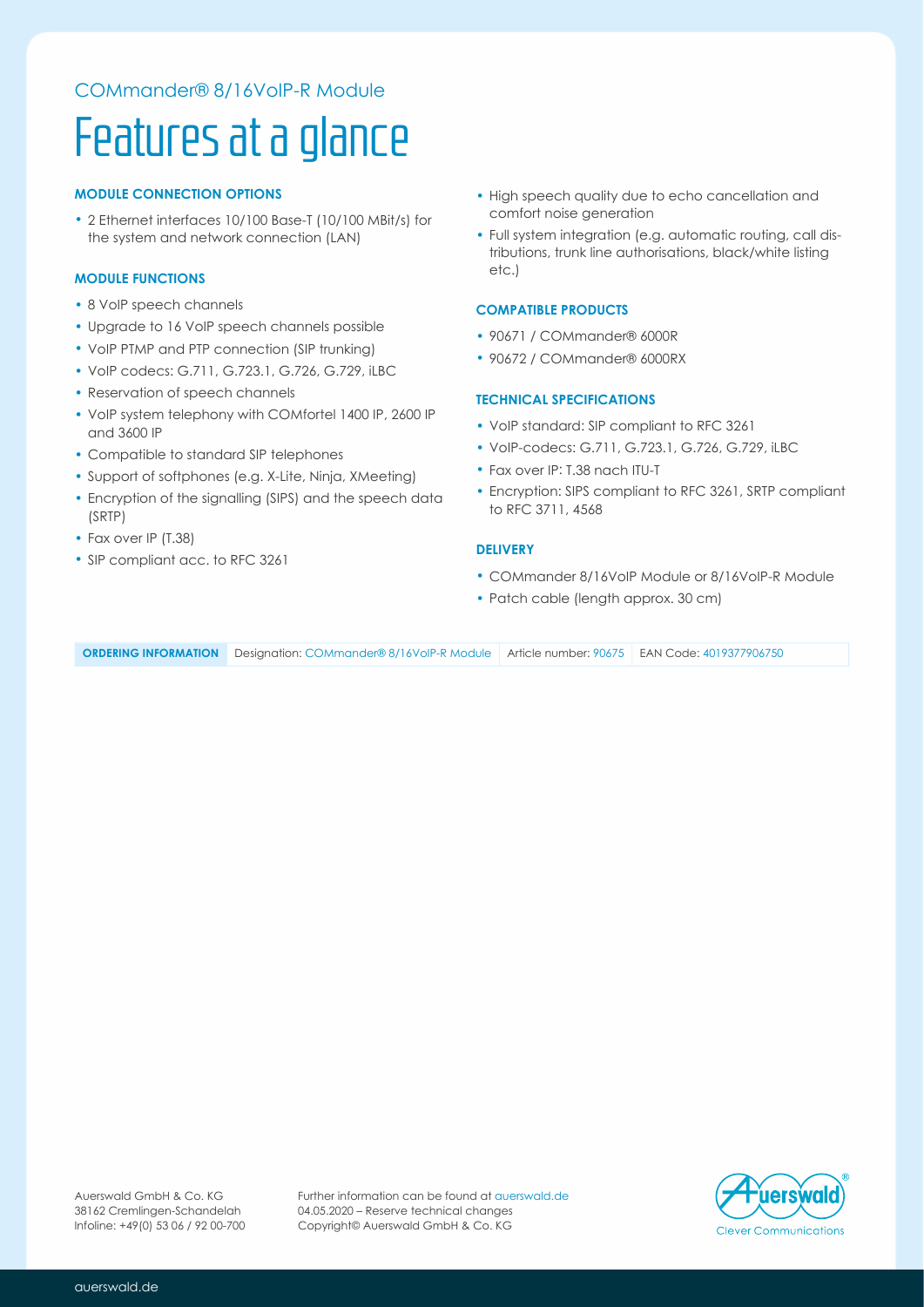COMmander® 8/16VoIP-R Module

# Features at a glance

### MODULE CONNECTION OPTIONS

- 2 Ethernet interfaces 10/100 Base-T (10/100 MBit/s) for the system and network connection (LAN)

### MODULE FUNCTIONS

- 8 VoIP speech channels
- Upgrade to 16 VoIP speech channels possible
- VoIP PTMP and PTP connection (SIP trunking)
- VoIP codecs: G.711, G.723.1, G.726, G.729, iLBC
- Reservation of speech channels
- VoIP system telephony with COMfortel 1400 IP, 2600 IP and 3600 IP
- Compatible to standard SIP telephones
- Support of softphones (e.g. X-Lite, Ninja, XMeeting)
- Encryption of the signalling (SIPS) and the speech data (SRTP)
- Fax over IP (T.38)
- SIP compliant acc. to RFC 3261
- High speech quality due to echo cancellation and comfort noise generation
- Full system integration (e.g. automatic routing, call distributions, trunk line authorisations, black/white listing etc.)

### COMPATIBLE PRODUCTS

- 90671 / COMmander® 6000R
- 90672 / COMmander® 6000RX

### TECHNICAL SPECIFICATIONS

- VoIP standard: SIP compliant to RFC 3261
- VoIP-codecs: G.711, G.723.1, G.726, G.729, iLBC
- Fax over IP: T.38 nach ITU-T
- Encryption: SIPS compliant to RFC 3261, SRTP compliant to RFC 3711, 4568

### DELIVERY

- COMmander 8/16VoIP Module or 8/16VoIP-R Module
- Patch cable (length approx. 30 cm)

| | | | |
|---|---|---|---|
| **ORDERING INFORMATION** | Designation: COMmander® 8/16VoIP-R Module | Article number: 90675 | EAN Code: 4019377906750 |

Auerswald GmbH & Co. KG
38162 Cremlingen-Schandelah
Infoline: +49(0) 53 06 / 92 00-700

Further information can be found at auerswald.de
04.05.2020 – Reserve technical changes
Copyright© Auerswald GmbH & Co. KG

auerswald® Clever Communications